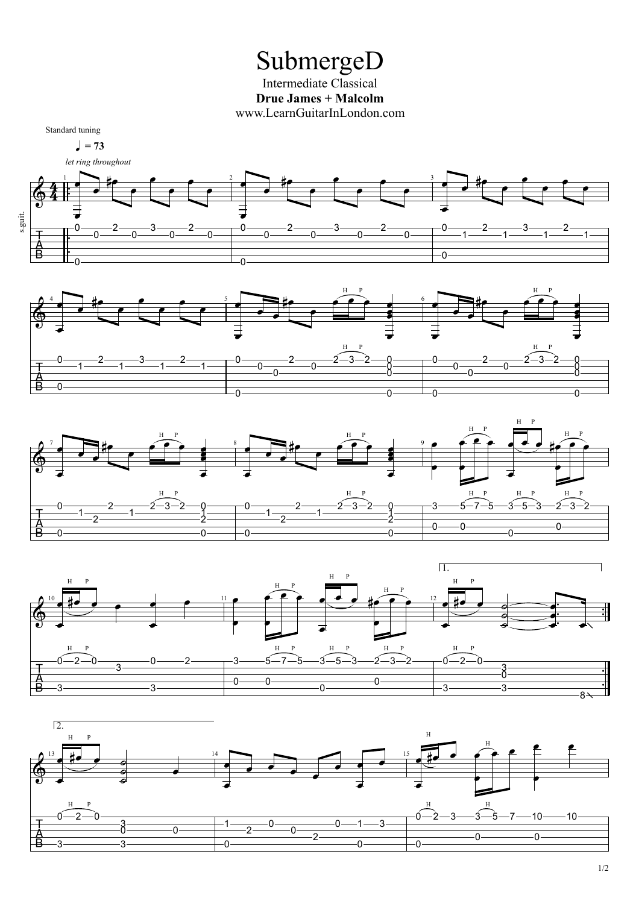# SubmergeD

Intermediate Classical

**Drue James + Malcolm**

www.LearnGuitarInLondon.com

Standard tuning

♩ = 73

*let ring throughout*

s.guit.